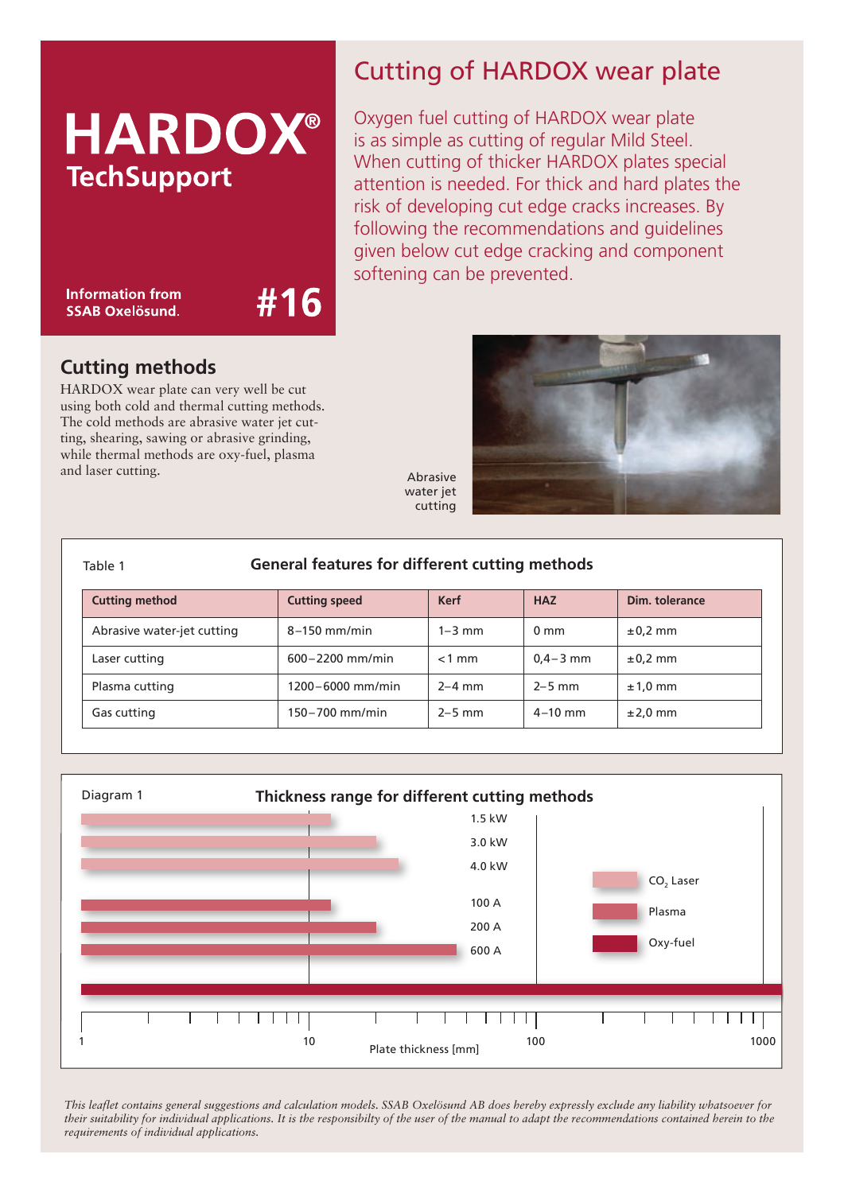# HARDOX® TechSupport

Information from SSAB Oxelösund.

#16

## Cutting of HARDOX wear plate

Oxygen fuel cutting of HARDOX wear plate is as simple as cutting of regular Mild Steel. When cutting of thicker HARDOX plates special attention is needed. For thick and hard plates the risk of developing cut edge cracks increases. By following the recommendations and guidelines given below cut edge cracking and component softening can be prevented.

### Cutting methods

HARDOX wear plate can very well be cut using both cold and thermal cutting methods. The cold methods are abrasive water jet cutting, shearing, sawing or abrasive grinding, while thermal methods are oxy-fuel, plasma and laser cutting.

Abrasive water jet cutting

Table 1 **General features for different cutting methods**

| Cutting method | Cutting speed | Kerf | HAZ | Dim. tolerance |
|---|---|---|---|---|
| Abrasive water-jet cutting | 8–150 mm/min | 1–3 mm | 0 mm | ±0,2 mm |
| Laser cutting | 600–2200 mm/min | <1 mm | 0,4–3 mm | ±0,2 mm |
| Plasma cutting | 1200–6000 mm/min | 2–4 mm | 2–5 mm | ±1,0 mm |
| Gas cutting | 150–700 mm/min | 2–5 mm | 4–10 mm | ±2,0 mm |

Diagram 1 **Thickness range for different cutting methods**

Legend: $CO_2$ Laser; Plasma; Oxy-fuel

Bars: 1.5 kW, 3.0 kW, 4.0 kW ($CO_2$ Laser); 100 A, 200 A, 600 A (Plasma); Oxy-fuel

Plate thickness [mm]: 1, 10, 100, 1000

*This leaflet contains general suggestions and calculation models. SSAB Oxelösund AB does hereby expressly exclude any liability whatsoever for their suitability for individual applications. It is the responsibilty of the user of the manual to adapt the recommendations contained herein to the requirements of individual applications.*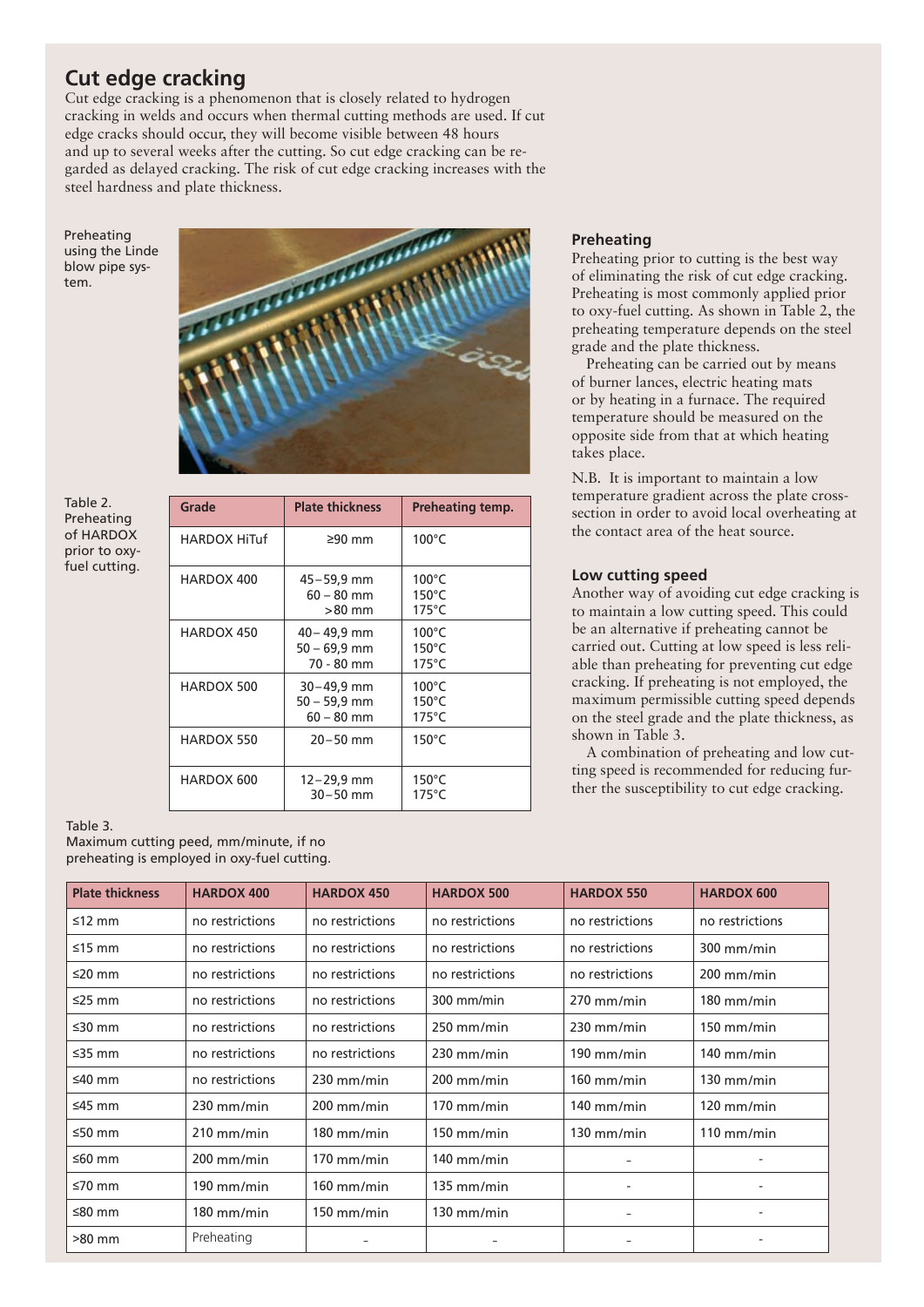## Cut edge cracking

Cut edge cracking is a phenomenon that is closely related to hydrogen cracking in welds and occurs when thermal cutting methods are used. If cut edge cracks should occur, they will become visible between 48 hours and up to several weeks after the cutting. So cut edge cracking can be regarded as delayed cracking. The risk of cut edge cracking increases with the steel hardness and plate thickness.

Preheating using the Linde blow pipe system.

Table 2. Preheating of HARDOX prior to oxy-fuel cutting.

| Grade | Plate thickness | Preheating temp. |
|---|---|---|
| HARDOX HiTuf | ≥90 mm | 100°C |
| HARDOX 400 | 45–59,9 mm<br>60 – 80 mm<br>>80 mm | 100°C<br>150°C<br>175°C |
| HARDOX 450 | 40 – 49,9 mm<br>50 – 69,9 mm<br>70 - 80 mm | 100°C<br>150°C<br>175°C |
| HARDOX 500 | 30–49,9 mm<br>50 – 59,9 mm<br>60 – 80 mm | 100°C<br>150°C<br>175°C |
| HARDOX 550 | 20–50 mm | 150°C |
| HARDOX 600 | 12–29,9 mm<br>30–50 mm | 150°C<br>175°C |

### Preheating

Preheating prior to cutting is the best way of eliminating the risk of cut edge cracking. Preheating is most commonly applied prior to oxy-fuel cutting. As shown in Table 2, the preheating temperature depends on the steel grade and the plate thickness.

Preheating can be carried out by means of burner lances, electric heating mats or by heating in a furnace. The required temperature should be measured on the opposite side from that at which heating takes place.

N.B. It is important to maintain a low temperature gradient across the plate cross-section in order to avoid local overheating at the contact area of the heat source.

### Low cutting speed

Another way of avoiding cut edge cracking is to maintain a low cutting speed. This could be an alternative if preheating cannot be carried out. Cutting at low speed is less reliable than preheating for preventing cut edge cracking. If preheating is not employed, the maximum permissible cutting speed depends on the steel grade and the plate thickness, as shown in Table 3.

A combination of preheating and low cutting speed is recommended for reducing further the susceptibility to cut edge cracking.

Table 3.
Maximum cutting peed, mm/minute, if no preheating is employed in oxy-fuel cutting.

| Plate thickness | HARDOX 400 | HARDOX 450 | HARDOX 500 | HARDOX 550 | HARDOX 600 |
|---|---|---|---|---|---|
| ≤12 mm | no restrictions | no restrictions | no restrictions | no restrictions | no restrictions |
| ≤15 mm | no restrictions | no restrictions | no restrictions | no restrictions | 300 mm/min |
| ≤20 mm | no restrictions | no restrictions | no restrictions | no restrictions | 200 mm/min |
| ≤25 mm | no restrictions | no restrictions | 300 mm/min | 270 mm/min | 180 mm/min |
| ≤30 mm | no restrictions | no restrictions | 250 mm/min | 230 mm/min | 150 mm/min |
| ≤35 mm | no restrictions | no restrictions | 230 mm/min | 190 mm/min | 140 mm/min |
| ≤40 mm | no restrictions | 230 mm/min | 200 mm/min | 160 mm/min | 130 mm/min |
| ≤45 mm | 230 mm/min | 200 mm/min | 170 mm/min | 140 mm/min | 120 mm/min |
| ≤50 mm | 210 mm/min | 180 mm/min | 150 mm/min | 130 mm/min | 110 mm/min |
| ≤60 mm | 200 mm/min | 170 mm/min | 140 mm/min | - | - |
| ≤70 mm | 190 mm/min | 160 mm/min | 135 mm/min | - | - |
| ≤80 mm | 180 mm/min | 150 mm/min | 130 mm/min | - | - |
| >80 mm | Preheating | - | - | - | - |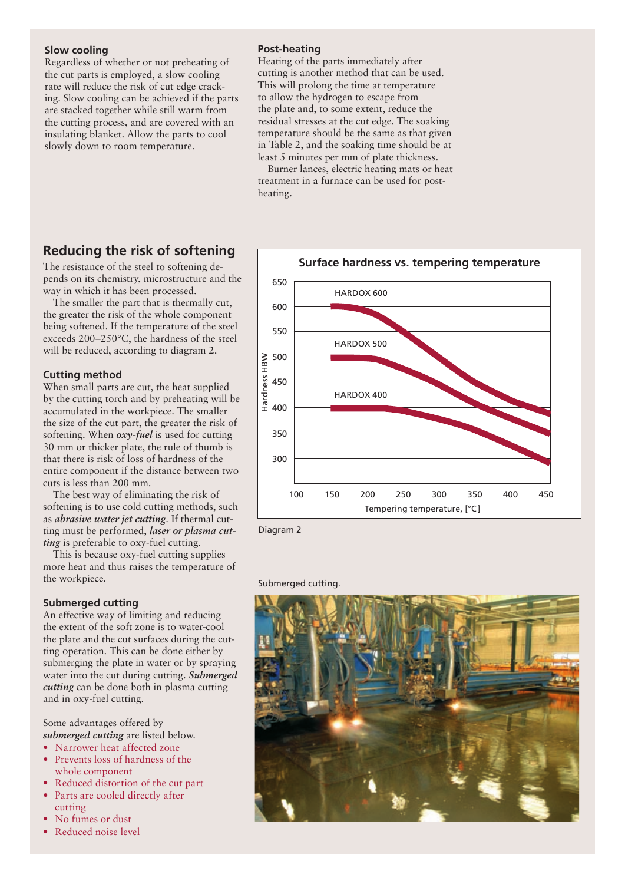### Slow cooling

Regardless of whether or not preheating of the cut parts is employed, a slow cooling rate will reduce the risk of cut edge cracking. Slow cooling can be achieved if the parts are stacked together while still warm from the cutting process, and are covered with an insulating blanket. Allow the parts to cool slowly down to room temperature.

### Post-heating

Heating of the parts immediately after cutting is another method that can be used. This will prolong the time at temperature to allow the hydrogen to escape from the plate and, to some extent, reduce the residual stresses at the cut edge. The soaking temperature should be the same as that given in Table 2, and the soaking time should be at least 5 minutes per mm of plate thickness.

Burner lances, electric heating mats or heat treatment in a furnace can be used for post-heating.

## Reducing the risk of softening

The resistance of the steel to softening depends on its chemistry, microstructure and the way in which it has been processed.

The smaller the part that is thermally cut, the greater the risk of the whole component being softened. If the temperature of the steel exceeds 200–250°C, the hardness of the steel will be reduced, according to diagram 2.

### Cutting method

When small parts are cut, the heat supplied by the cutting torch and by preheating will be accumulated in the workpiece. The smaller the size of the cut part, the greater the risk of softening. When ***oxy-fuel*** is used for cutting 30 mm or thicker plate, the rule of thumb is that there is risk of loss of hardness of the entire component if the distance between two cuts is less than 200 mm.

The best way of eliminating the risk of softening is to use cold cutting methods, such as ***abrasive water jet cutting***. If thermal cutting must be performed, ***laser or plasma cutting*** is preferable to oxy-fuel cutting.

This is because oxy-fuel cutting supplies more heat and thus raises the temperature of the workpiece.

### Submerged cutting

An effective way of limiting and reducing the extent of the soft zone is to water-cool the plate and the cut surfaces during the cutting operation. This can be done either by submerging the plate in water or by spraying water into the cut during cutting. ***Submerged cutting*** can be done both in plasma cutting and in oxy-fuel cutting.

Some advantages offered by ***submerged cutting*** are listed below.

- Narrower heat affected zone
- Prevents loss of hardness of the whole component
- Reduced distortion of the cut part
- Parts are cooled directly after cutting
- No fumes or dust
- Reduced noise level

**Surface hardness vs. tempering temperature**

Diagram 2

Submerged cutting.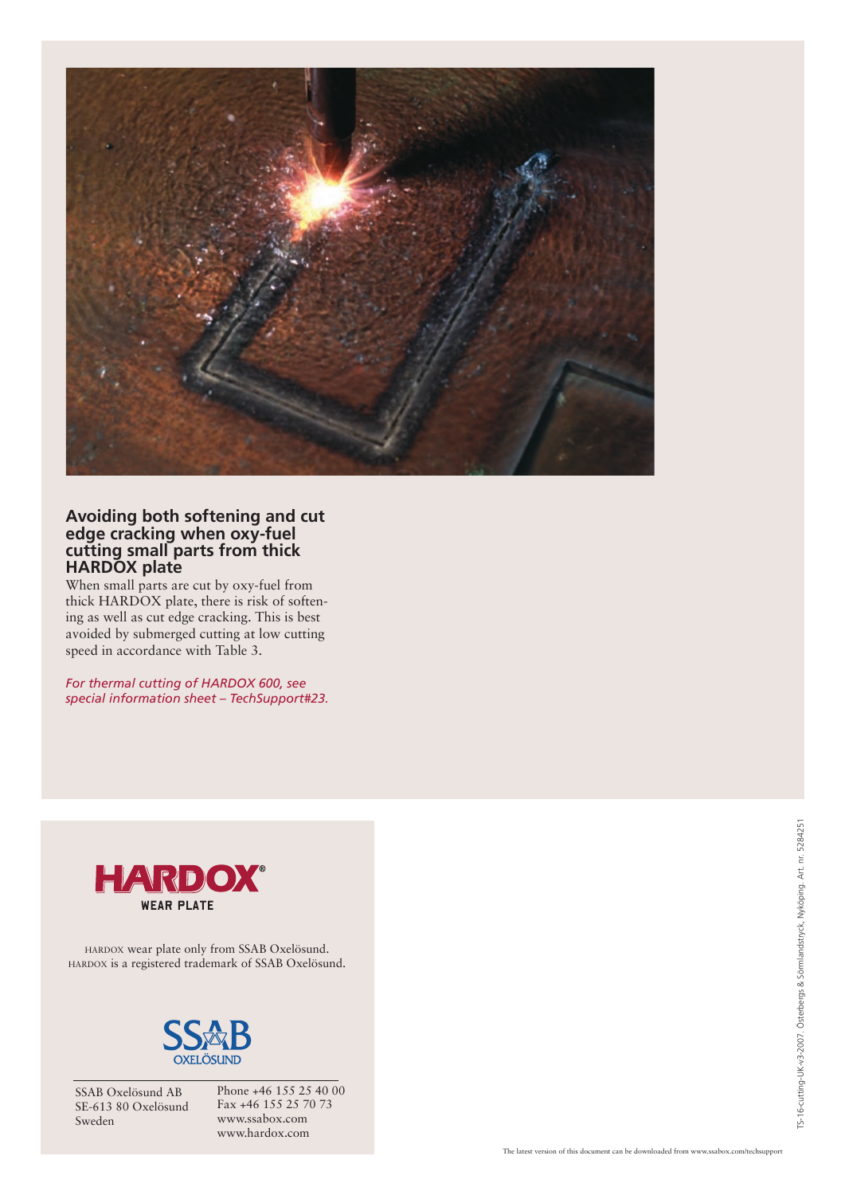## Avoiding both softening and cut edge cracking when oxy-fuel cutting small parts from thick HARDOX plate

When small parts are cut by oxy-fuel from thick HARDOX plate, there is risk of softening as well as cut edge cracking. This is best avoided by submerged cutting at low cutting speed in accordance with Table 3.

*For thermal cutting of HARDOX 600, see special information sheet – TechSupport#23.*

HARDOX WEAR PLATE

HARDOX wear plate only from SSAB Oxelösund.
HARDOX is a registered trademark of SSAB Oxelösund.

SSAB OXELÖSUND

SSAB Oxelösund AB
SE-613 80 Oxelösund
Sweden

Phone +46 155 25 40 00
Fax +46 155 25 70 73
www.ssabox.com
www.hardox.com

TS-16-cutting-UK-v3-2007. Österbergs & Sörmlandstryck, Nyköping. Art. nr. 5284251

The latest version of this document can be downloaded from www.ssabox.com/techsupport